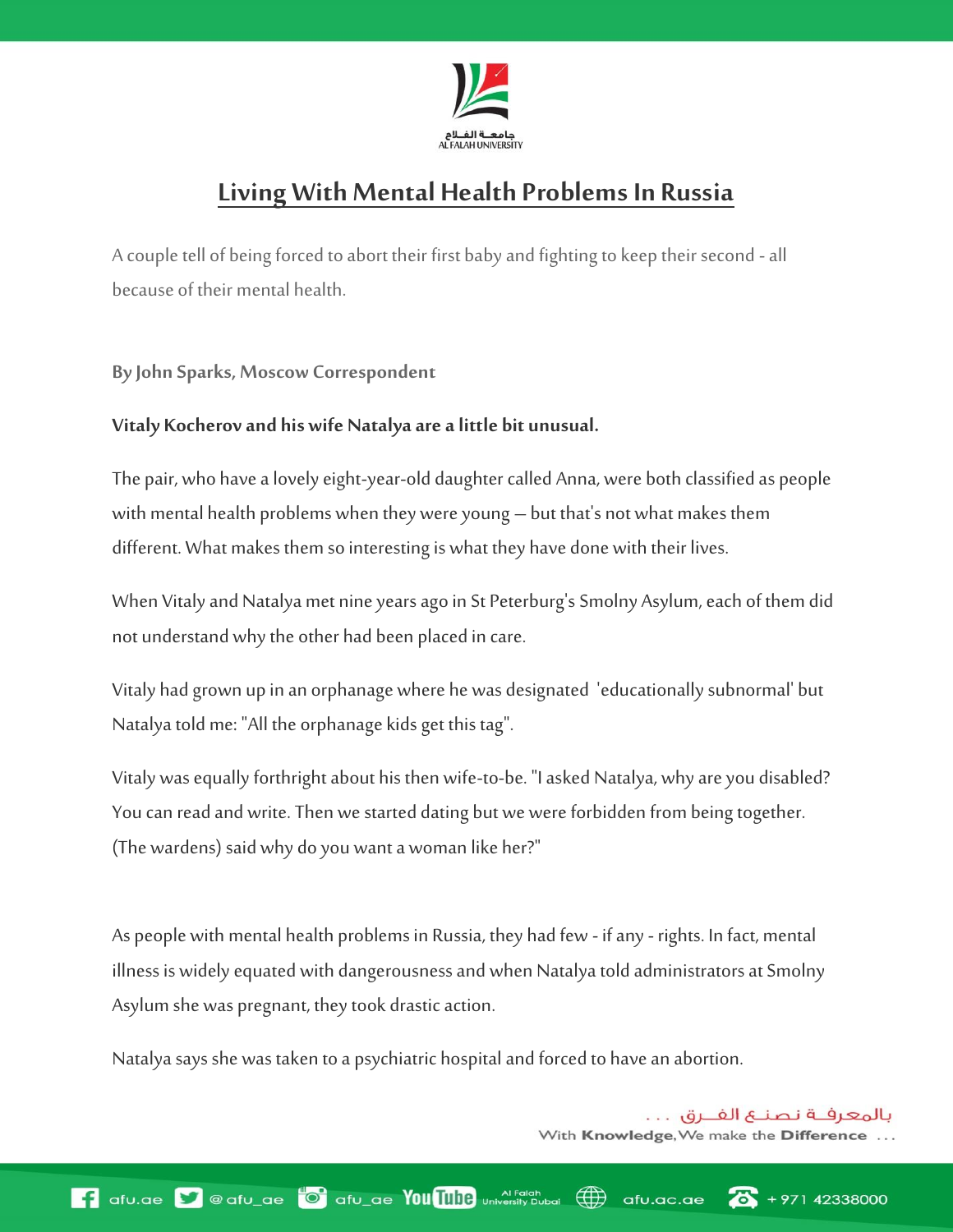# Living With Mental Health Problems In Russia

A couple tell of being forced to abort their first baby and fighting to keep their second - all because of their mental health.

By John Sparks, Moscow Correspondent

**Vitaly Kocherov and his wife Natalya are a little bit unusual.**

The pair, who have a lovely eight-year-old daughter called Anna, were both classified as people with mental health problems when they were young – but that's not what makes them different. What makes them so interesting is what they have done with their lives.

When Vitaly and Natalya met nine years ago in St Peterburg's Smolny Asylum, each of them did not understand why the other had been placed in care.

Vitaly had grown up in an orphanage where he was designated 'educationally subnormal' but Natalya told me: "All the orphanage kids get this tag".

Vitaly was equally forthright about his then wife-to-be. "I asked Natalya, why are you disabled? You can read and write. Then we started dating but we were forbidden from being together. (The wardens) said why do you want a woman like her?"

As people with mental health problems in Russia, they had few - if any - rights. In fact, mental illness is widely equated with dangerousness and when Natalya told administrators at Smolny Asylum she was pregnant, they took drastic action.

Natalya says she was taken to a psychiatric hospital and forced to have an abortion.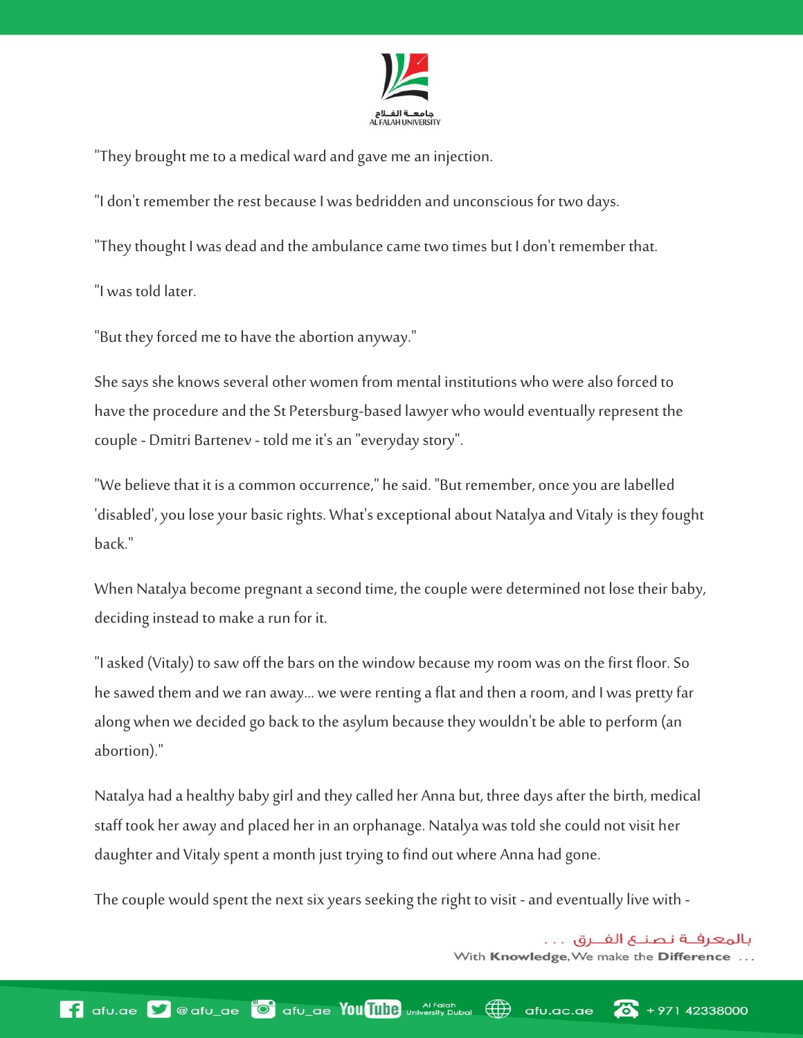"They brought me to a medical ward and gave me an injection.

"I don't remember the rest because I was bedridden and unconscious for two days.

"They thought I was dead and the ambulance came two times but I don't remember that.

"I was told later.

"But they forced me to have the abortion anyway."

She says she knows several other women from mental institutions who were also forced to have the procedure and the St Petersburg-based lawyer who would eventually represent the couple - Dmitri Bartenev - told me it's an "everyday story".

"We believe that it is a common occurrence," he said. "But remember, once you are labelled 'disabled', you lose your basic rights. What's exceptional about Natalya and Vitaly is they fought back."

When Natalya become pregnant a second time, the couple were determined not lose their baby, deciding instead to make a run for it.

"I asked (Vitaly) to saw off the bars on the window because my room was on the first floor. So he sawed them and we ran away... we were renting a flat and then a room, and I was pretty far along when we decided go back to the asylum because they wouldn't be able to perform (an abortion)."

Natalya had a healthy baby girl and they called her Anna but, three days after the birth, medical staff took her away and placed her in an orphanage. Natalya was told she could not visit her daughter and Vitaly spent a month just trying to find out where Anna had gone.

The couple would spent the next six years seeking the right to visit - and eventually live with -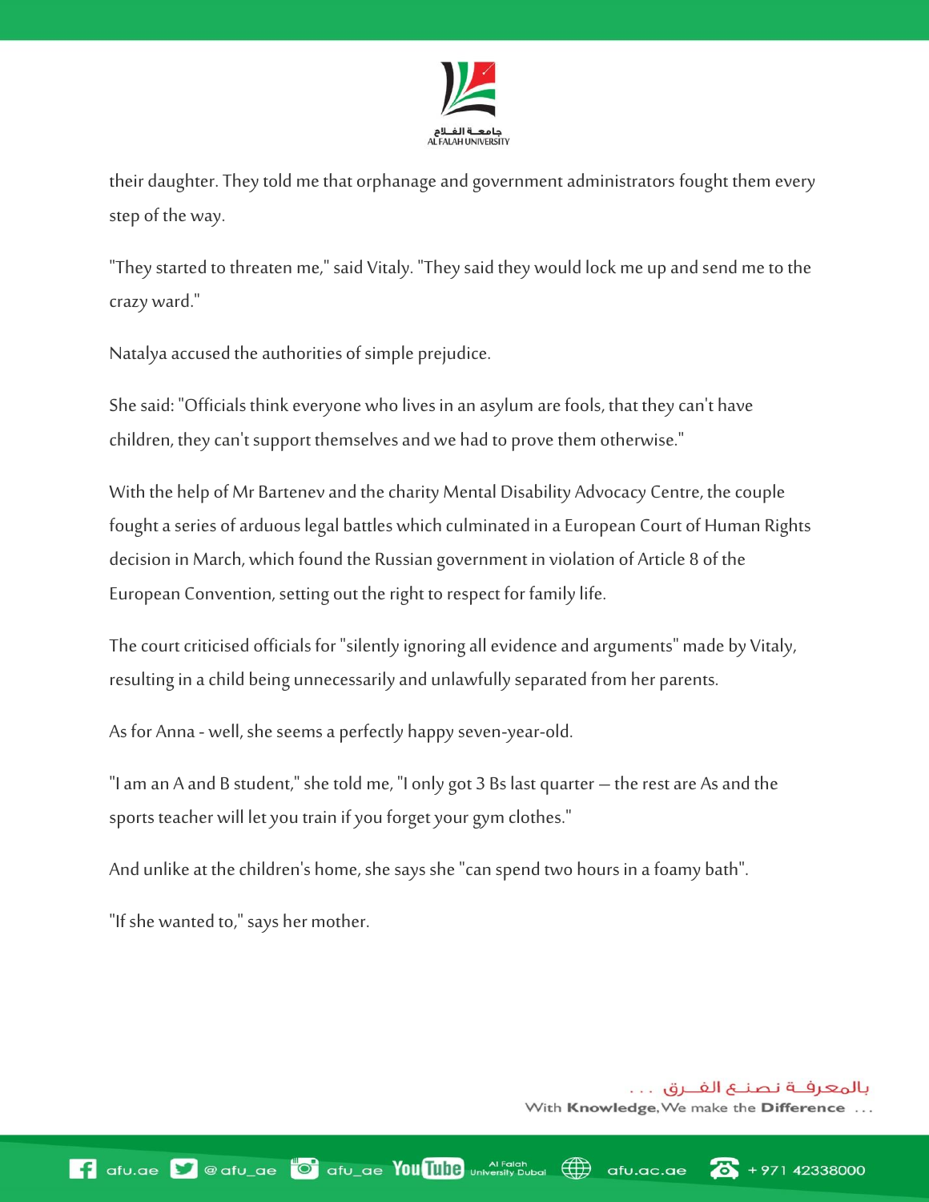their daughter. They told me that orphanage and government administrators fought them every step of the way.

"They started to threaten me," said Vitaly. "They said they would lock me up and send me to the crazy ward."

Natalya accused the authorities of simple prejudice.

She said: "Officials think everyone who lives in an asylum are fools, that they can't have children, they can't support themselves and we had to prove them otherwise."

With the help of Mr Bartenev and the charity Mental Disability Advocacy Centre, the couple fought a series of arduous legal battles which culminated in a European Court of Human Rights decision in March, which found the Russian government in violation of Article 8 of the European Convention, setting out the right to respect for family life.

The court criticised officials for "silently ignoring all evidence and arguments" made by Vitaly, resulting in a child being unnecessarily and unlawfully separated from her parents.

As for Anna - well, she seems a perfectly happy seven-year-old.

"I am an A and B student," she told me, "I only got 3 Bs last quarter – the rest are As and the sports teacher will let you train if you forget your gym clothes."

And unlike at the children's home, she says she "can spend two hours in a foamy bath".

"If she wanted to," says her mother.